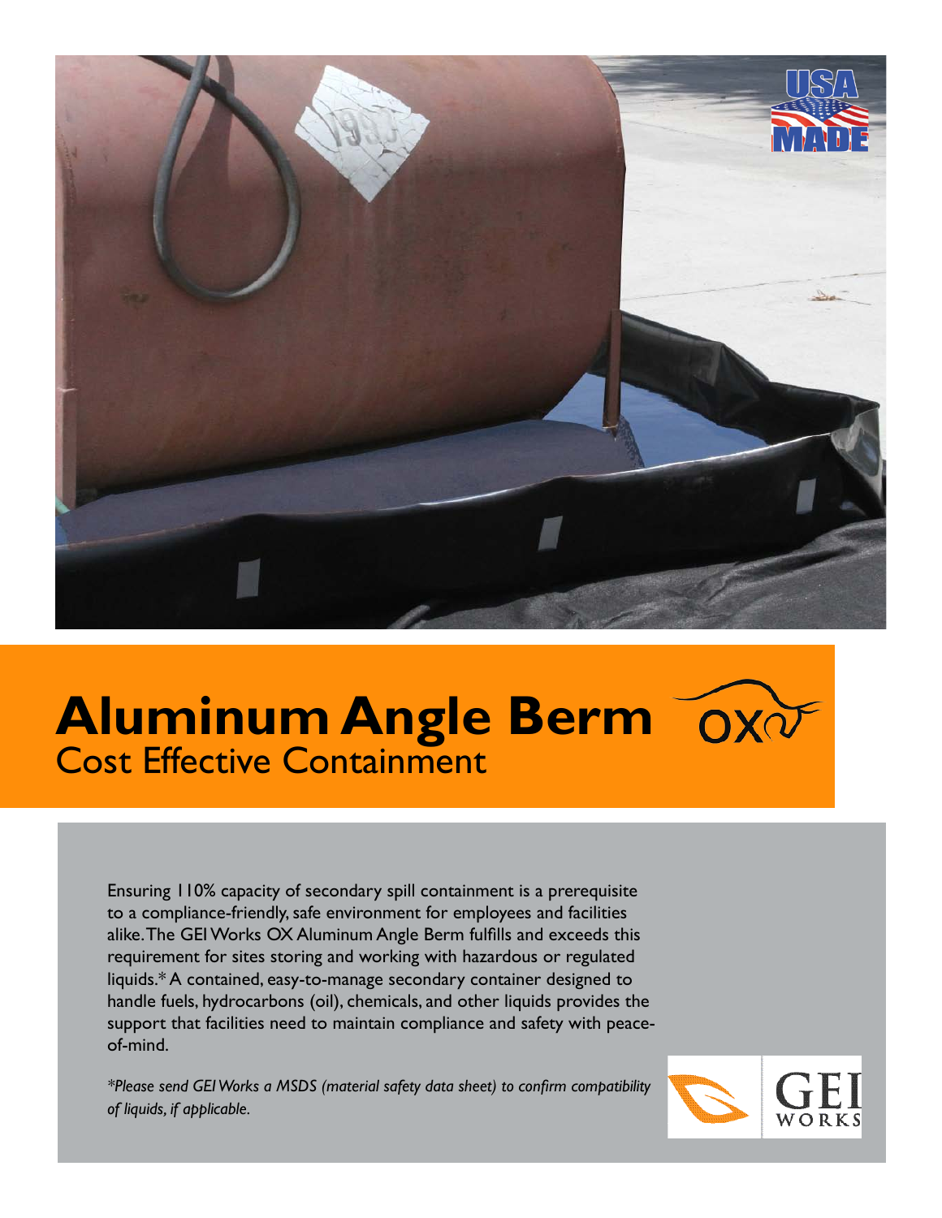# Aluminum Angle Berm

## Cost Effective Containment

Ensuring 110% capacity of secondary spill containment is a prerequisite to a compliance-friendly, safe environment for employees and facilities alike. The GEI Works OX Aluminum Angle Berm fulfills and exceeds this requirement for sites storing and working with hazardous or regulated liquids.* A contained, easy-to-manage secondary container designed to handle fuels, hydrocarbons (oil), chemicals, and other liquids provides the support that facilities need to maintain compliance and safety with peace-of-mind.

*\*Please send GEI Works a MSDS (material safety data sheet) to confirm compatibility of liquids, if applicable.*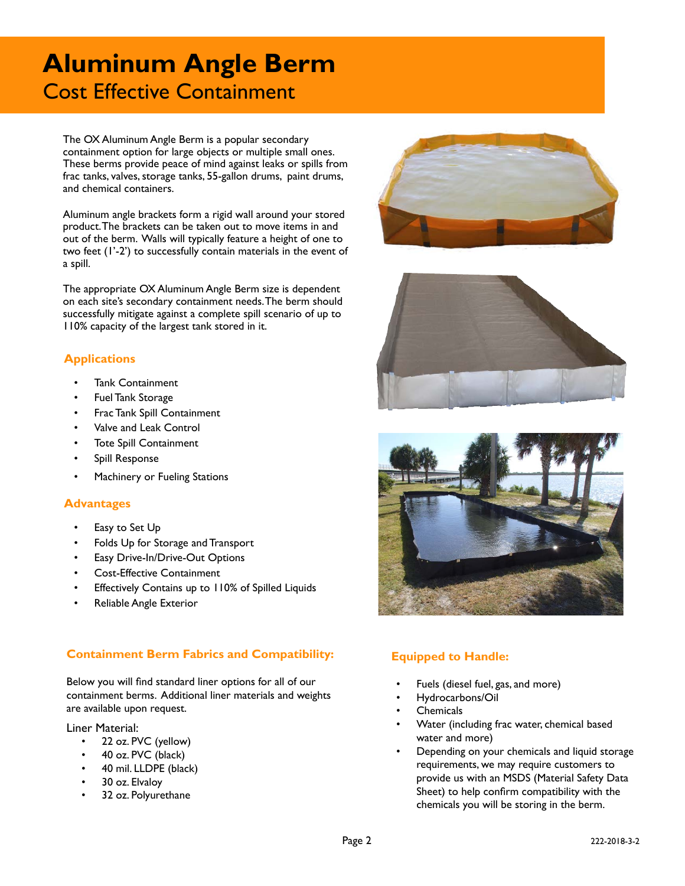# Aluminum Angle Berm

## Cost Effective Containment

The OX Aluminum Angle Berm is a popular secondary containment option for large objects or multiple small ones. These berms provide peace of mind against leaks or spills from frac tanks, valves, storage tanks, 55-gallon drums, paint drums, and chemical containers.

Aluminum angle brackets form a rigid wall around your stored product. The brackets can be taken out to move items in and out of the berm. Walls will typically feature a height of one to two feet (1'-2') to successfully contain materials in the event of a spill.

The appropriate OX Aluminum Angle Berm size is dependent on each site's secondary containment needs. The berm should successfully mitigate against a complete spill scenario of up to 110% capacity of the largest tank stored in it.

### Applications

- Tank Containment
- Fuel Tank Storage
- Frac Tank Spill Containment
- Valve and Leak Control
- Tote Spill Containment
- Spill Response
- Machinery or Fueling Stations

### Advantages

- Easy to Set Up
- Folds Up for Storage and Transport
- Easy Drive-In/Drive-Out Options
- Cost-Effective Containment
- Effectively Contains up to 110% of Spilled Liquids
- Reliable Angle Exterior

### Containment Berm Fabrics and Compatibility:

Below you will find standard liner options for all of our containment berms. Additional liner materials and weights are available upon request.

Liner Material:

- 22 oz. PVC (yellow)
- 40 oz. PVC (black)
- 40 mil. LLDPE (black)
- 30 oz. Elvaloy
- 32 oz. Polyurethane

### Equipped to Handle:

- Fuels (diesel fuel, gas, and more)
- Hydrocarbons/Oil
- Chemicals
- Water (including frac water, chemical based water and more)
- Depending on your chemicals and liquid storage requirements, we may require customers to provide us with an MSDS (Material Safety Data Sheet) to help confirm compatibility with the chemicals you will be storing in the berm.

222-2018-3-2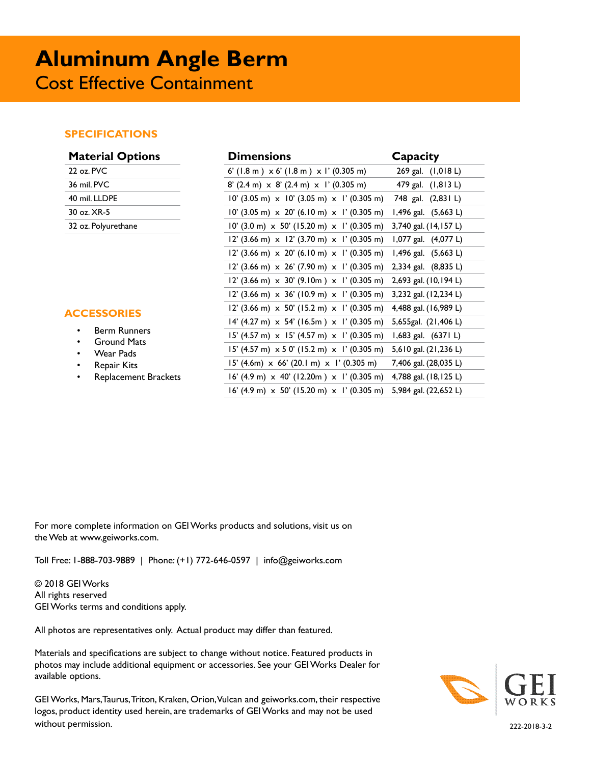# Aluminum Angle Berm

## Cost Effective Containment

### SPECIFICATIONS

| Material Options |
|---|
| 22 oz. PVC |
| 36 mil. PVC |
| 40 mil. LLDPE |
| 30 oz. XR-5 |
| 32 oz. Polyurethane |

| Dimensions | Capacity |
|---|---|
| 6' (1.8 m) x 6' (1.8 m) x 1' (0.305 m) | 269 gal. (1,018 L) |
| 8' (2.4 m) x 8' (2.4 m) x 1' (0.305 m) | 479 gal. (1,813 L) |
| 10' (3.05 m) x 10' (3.05 m) x 1' (0.305 m) | 748 gal. (2,831 L) |
| 10' (3.05 m) x 20' (6.10 m) x 1' (0.305 m) | 1,496 gal. (5,663 L) |
| 10' (3.0 m) x 50' (15.20 m) x 1' (0.305 m) | 3,740 gal. (14,157 L) |
| 12' (3.66 m) x 12' (3.70 m) x 1' (0.305 m) | 1,077 gal. (4,077 L) |
| 12' (3.66 m) x 20' (6.10 m) x 1' (0.305 m) | 1,496 gal. (5,663 L) |
| 12' (3.66 m) x 26' (7.90 m) x 1' (0.305 m) | 2,334 gal. (8,835 L) |
| 12' (3.66 m) x 30' (9.10m) x 1' (0.305 m) | 2,693 gal. (10,194 L) |
| 12' (3.66 m) x 36' (10.9 m) x 1' (0.305 m) | 3,232 gal. (12,234 L) |
| 12' (3.66 m) x 50' (15.2 m) x 1' (0.305 m) | 4,488 gal. (16,989 L) |
| 14' (4.27 m) x 54' (16.5m) x 1' (0.305 m) | 5,655gal. (21,406 L) |
| 15' (4.57 m) x 15' (4.57 m) x 1' (0.305 m) | 1,683 gal. (6371 L) |
| 15' (4.57 m) x 5 0' (15.2 m) x 1' (0.305 m) | 5,610 gal. (21,236 L) |
| 15' (4.6m) x 66' (20.1 m) x 1' (0.305 m) | 7,406 gal. (28,035 L) |
| 16' (4.9 m) x 40' (12.20m) x 1' (0.305 m) | 4,788 gal. (18,125 L) |
| 16' (4.9 m) x 50' (15.20 m) x 1' (0.305 m) | 5,984 gal. (22,652 L) |

### ACCESSORIES

- Berm Runners
- Ground Mats
- Wear Pads
- Repair Kits
- Replacement Brackets

For more complete information on GEI Works products and solutions, visit us on the Web at www.geiworks.com.

Toll Free: 1-888-703-9889 | Phone: (+1) 772-646-0597 | info@geiworks.com

© 2018 GEI Works
All rights reserved
GEI Works terms and conditions apply.

All photos are representatives only. Actual product may differ than featured.

Materials and specifications are subject to change without notice. Featured products in photos may include additional equipment or accessories. See your GEI Works Dealer for available options.

GEI Works, Mars, Taurus, Triton, Kraken, Orion, Vulcan and geiworks.com, their respective logos, product identity used herein, are trademarks of GEI Works and may not be used without permission.

GEI WORKS

222-2018-3-2